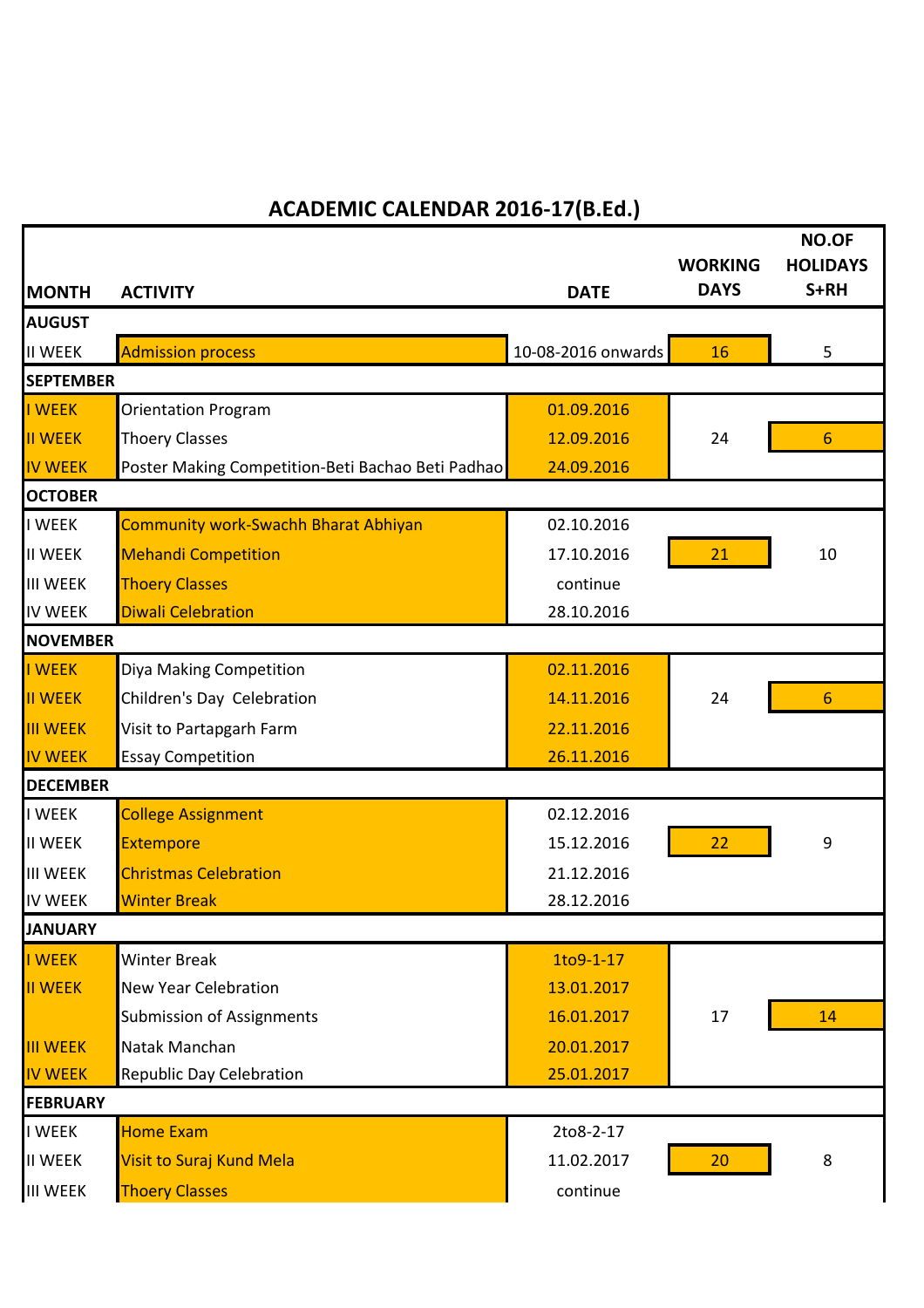# ACADEMIC CALENDAR 2016-17(B.Ed.)

| MONTH | ACTIVITY | DATE | WORKING DAYS | NO.OF HOLIDAYS S+RH |
|---|---|---|---|---|
| **AUGUST** | | | | |
| II WEEK | Admission process | 10-08-2016 onwards | 16 | 5 |
| **SEPTEMBER** | | | | |
| I WEEK | Orientation Program | 01.09.2016 | | |
| II WEEK | Thoery Classes | 12.09.2016 | 24 | 6 |
| IV WEEK | Poster Making Competition-Beti Bachao Beti Padhao | 24.09.2016 | | |
| **OCTOBER** | | | | |
| I WEEK | Community work-Swachh Bharat Abhiyan | 02.10.2016 | | |
| II WEEK | Mehandi Competition | 17.10.2016 | 21 | 10 |
| III WEEK | Thoery Classes | continue | | |
| IV WEEK | Diwali Celebration | 28.10.2016 | | |
| **NOVEMBER** | | | | |
| I WEEK | Diya Making Competition | 02.11.2016 | | |
| II WEEK | Children's Day Celebration | 14.11.2016 | 24 | 6 |
| III WEEK | Visit to Partapgarh Farm | 22.11.2016 | | |
| IV WEEK | Essay Competition | 26.11.2016 | | |
| **DECEMBER** | | | | |
| I WEEK | College Assignment | 02.12.2016 | | |
| II WEEK | Extempore | 15.12.2016 | 22 | 9 |
| III WEEK | Christmas Celebration | 21.12.2016 | | |
| IV WEEK | Winter Break | 28.12.2016 | | |
| **JANUARY** | | | | |
| I WEEK | Winter Break | 1to9-1-17 | | |
| II WEEK | New Year Celebration | 13.01.2017 | | |
| | Submission of Assignments | 16.01.2017 | 17 | 14 |
| III WEEK | Natak Manchan | 20.01.2017 | | |
| IV WEEK | Republic Day Celebration | 25.01.2017 | | |
| **FEBRUARY** | | | | |
| I WEEK | Home Exam | 2to8-2-17 | | |
| II WEEK | Visit to Suraj Kund Mela | 11.02.2017 | 20 | 8 |
| III WEEK | Thoery Classes | continue | | |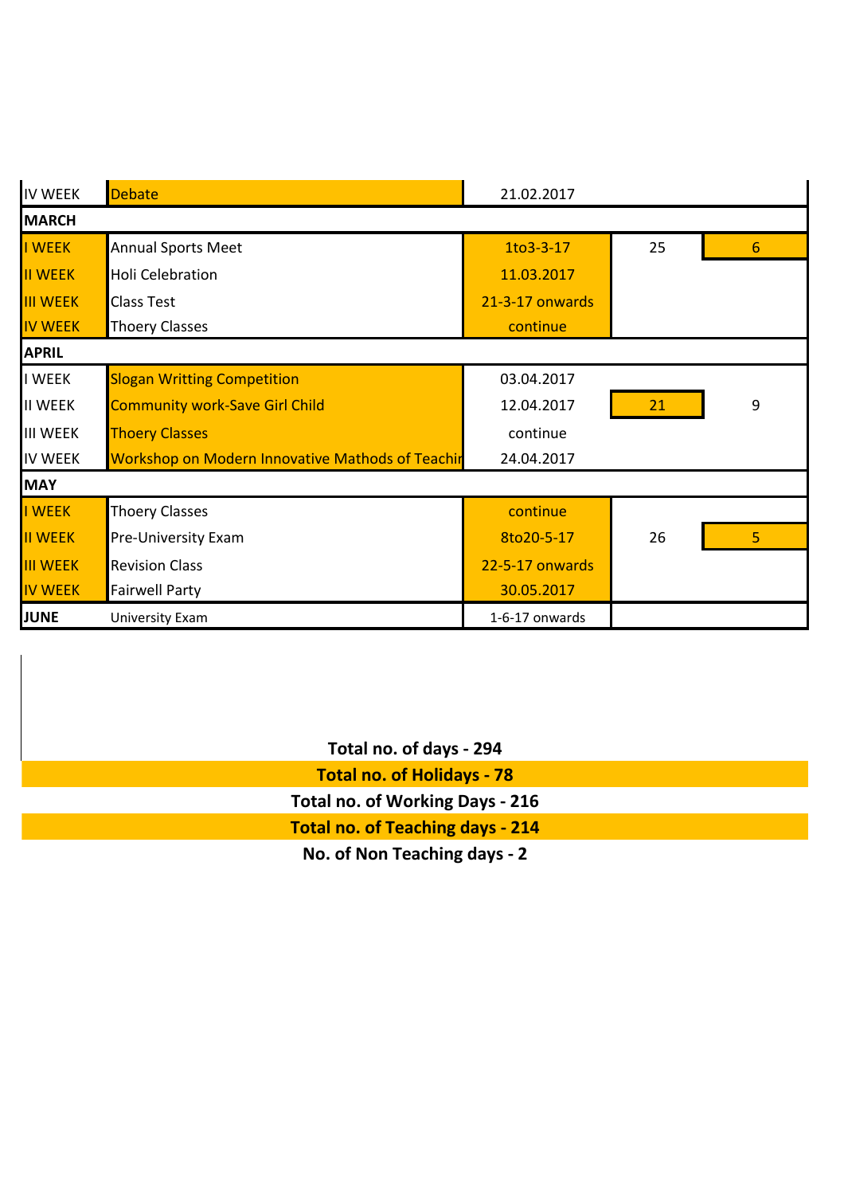| | | | | |
|---|---|---|---|---|
| IV WEEK | Debate | 21.02.2017 | | |
| **MARCH** | | | | |
| I WEEK | Annual Sports Meet | 1to3-3-17 | 25 | 6 |
| II WEEK | Holi Celebration | 11.03.2017 | | |
| III WEEK | Class Test | 21-3-17 onwards | | |
| IV WEEK | Thoery Classes | continue | | |
| **APRIL** | | | | |
| I WEEK | Slogan Writting Competition | 03.04.2017 | | |
| II WEEK | Community work-Save Girl Child | 12.04.2017 | 21 | 9 |
| III WEEK | Thoery Classes | continue | | |
| IV WEEK | Workshop on Modern Innovative Mathods of Teachir | 24.04.2017 | | |
| **MAY** | | | | |
| I WEEK | Thoery Classes | continue | | |
| II WEEK | Pre-University Exam | 8to20-5-17 | 26 | 5 |
| III WEEK | Revision Class | 22-5-17 onwards | | |
| IV WEEK | Fairwell Party | 30.05.2017 | | |
| **JUNE** | University Exam | 1-6-17 onwards | | |

**Total no. of days - 294**

**Total no. of Holidays - 78**

**Total no. of Working Days - 216**

**Total no. of Teaching days - 214**

**No. of Non Teaching days - 2**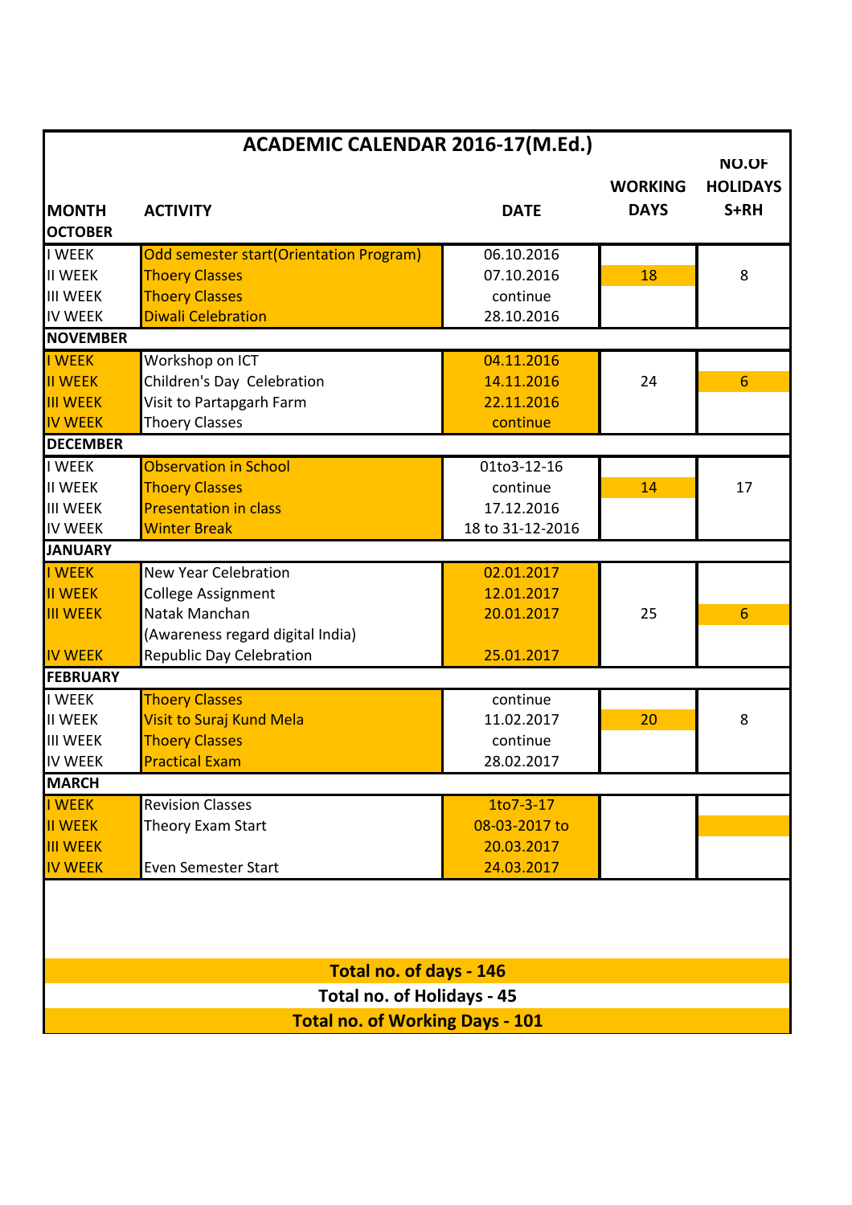# ACADEMIC CALENDAR 2016-17(M.Ed.)

| MONTH | ACTIVITY | DATE | WORKING DAYS | NO.OF HOLIDAYS S+RH |
|---|---|---|---|---|
| **OCTOBER** | | | | |
| I WEEK | Odd semester start(Orientation Program) | 06.10.2016 | | |
| II WEEK | Thoery Classes | 07.10.2016 | 18 | 8 |
| III WEEK | Thoery Classes | continue | | |
| IV WEEK | Diwali Celebration | 28.10.2016 | | |
| **NOVEMBER** | | | | |
| I WEEK | Workshop on ICT | 04.11.2016 | | |
| II WEEK | Children's Day Celebration | 14.11.2016 | 24 | 6 |
| III WEEK | Visit to Partapgarh Farm | 22.11.2016 | | |
| IV WEEK | Thoery Classes | continue | | |
| **DECEMBER** | | | | |
| I WEEK | Observation in School | 01to3-12-16 | | |
| II WEEK | Thoery Classes | continue | 14 | 17 |
| III WEEK | Presentation in class | 17.12.2016 | | |
| IV WEEK | Winter Break | 18 to 31-12-2016 | | |
| **JANUARY** | | | | |
| I WEEK | New Year Celebration | 02.01.2017 | | |
| II WEEK | College Assignment | 12.01.2017 | | |
| III WEEK | Natak Manchan (Awareness regard digital India) | 20.01.2017 | 25 | 6 |
| IV WEEK | Republic Day Celebration | 25.01.2017 | | |
| **FEBRUARY** | | | | |
| I WEEK | Thoery Classes | continue | | |
| II WEEK | Visit to Suraj Kund Mela | 11.02.2017 | 20 | 8 |
| III WEEK | Thoery Classes | continue | | |
| IV WEEK | Practical Exam | 28.02.2017 | | |
| **MARCH** | | | | |
| I WEEK | Revision Classes | 1to7-3-17 | | |
| II WEEK | Theory Exam Start | 08-03-2017 to | | |
| III WEEK | | 20.03.2017 | | |
| IV WEEK | Even Semester Start | 24.03.2017 | | |

**Total no. of days - 146**

**Total no. of Holidays - 45**

**Total no. of Working Days - 101**